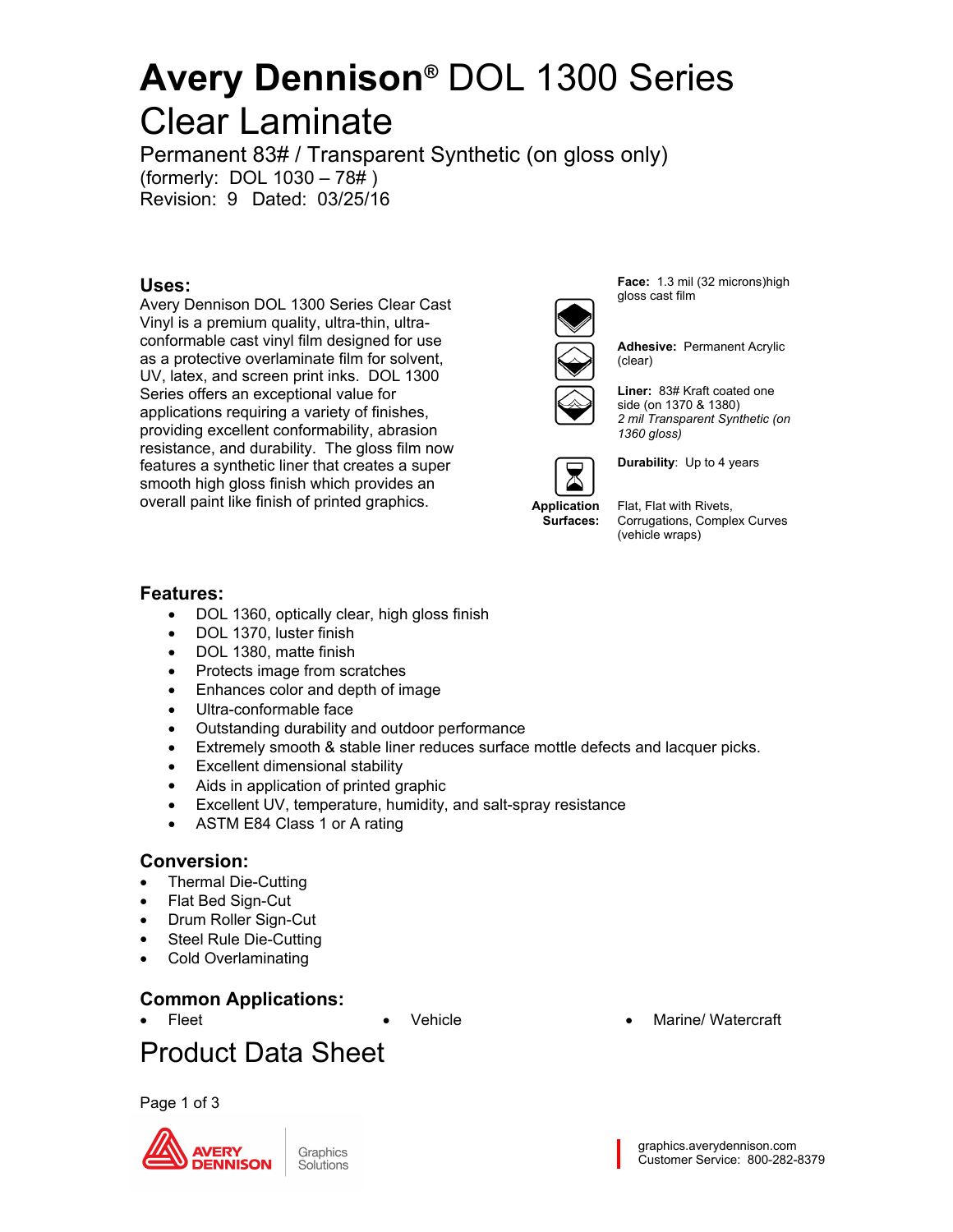# Avery Dennison® DOL 1300 Series Clear Laminate

Permanent 83# / Transparent Synthetic (on gloss only)
(formerly: DOL 1030 – 78# )
Revision: 9 Dated: 03/25/16

## Uses:

Avery Dennison DOL 1300 Series Clear Cast Vinyl is a premium quality, ultra-thin, ultra-conformable cast vinyl film designed for use as a protective overlaminate film for solvent, UV, latex, and screen print inks. DOL 1300 Series offers an exceptional value for applications requiring a variety of finishes, providing excellent conformability, abrasion resistance, and durability. The gloss film now features a synthetic liner that creates a super smooth high gloss finish which provides an overall paint like finish of printed graphics.

**Face:** 1.3 mil (32 microns)high gloss cast film

**Adhesive:** Permanent Acrylic (clear)

**Liner:** 83# Kraft coated one side (on 1370 & 1380)
*2 mil Transparent Synthetic (on 1360 gloss)*

**Durability**: Up to 4 years

**Application Surfaces:** Flat, Flat with Rivets, Corrugations, Complex Curves (vehicle wraps)

## Features:

- DOL 1360, optically clear, high gloss finish
- DOL 1370, luster finish
- DOL 1380, matte finish
- Protects image from scratches
- Enhances color and depth of image
- Ultra-conformable face
- Outstanding durability and outdoor performance
- Extremely smooth & stable liner reduces surface mottle defects and lacquer picks.
- Excellent dimensional stability
- Aids in application of printed graphic
- Excellent UV, temperature, humidity, and salt-spray resistance
- ASTM E84 Class 1 or A rating

## Conversion:

- Thermal Die-Cutting
- Flat Bed Sign-Cut
- Drum Roller Sign-Cut
- Steel Rule Die-Cutting
- Cold Overlaminating

## Common Applications:

- Fleet
- Vehicle
- Marine/ Watercraft

# Product Data Sheet

graphics.averydennison.com
Customer Service: 800-282-8379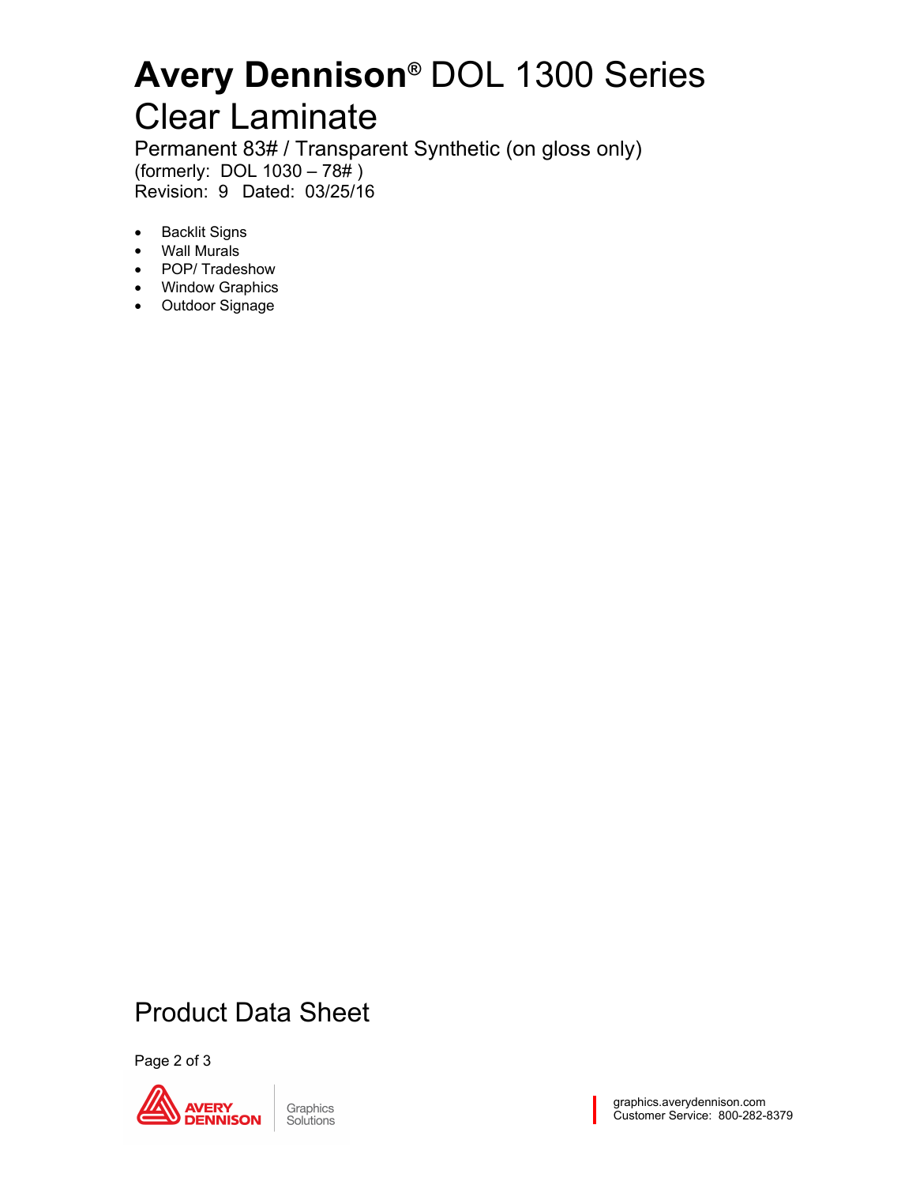# **Avery Dennison**® DOL 1300 Series Clear Laminate

Permanent 83# / Transparent Synthetic (on gloss only)
(formerly: DOL 1030 – 78# )
Revision: 9 Dated: 03/25/16

- Backlit Signs
- Wall Murals
- POP/ Tradeshow
- Window Graphics
- Outdoor Signage

## Product Data Sheet

graphics.averydennison.com
Customer Service: 800-282-8379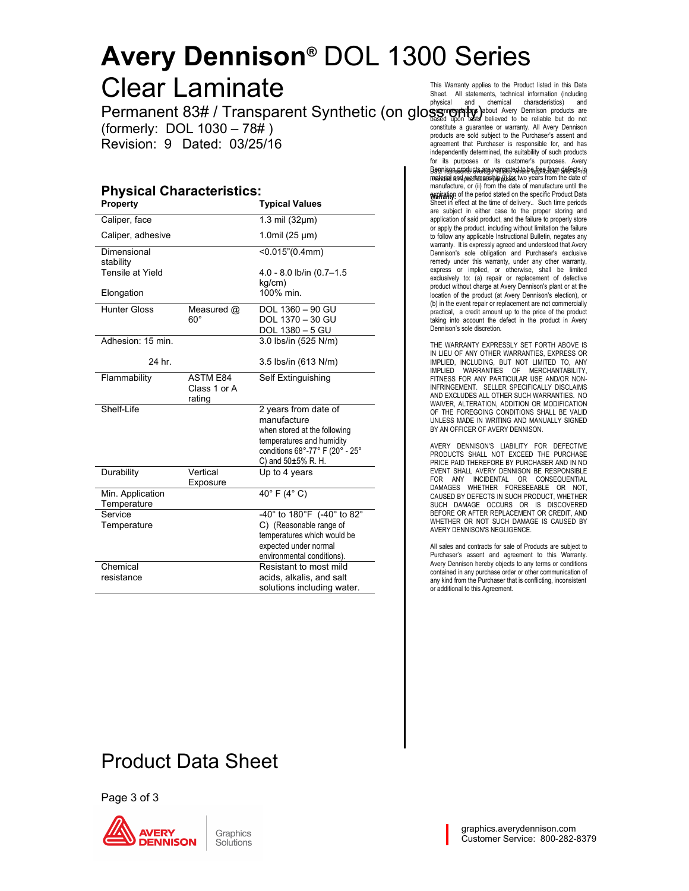# Avery Dennison® DOL 1300 Series

# Clear Laminate

Permanent 83# / Transparent Synthetic (on gloss only)
(formerly: DOL 1030 – 78# )
Revision: 9 Dated: 03/25/16

## Physical Characteristics:

| Property | | Typical Values |
|---|---|---|
| Caliper, face | | 1.3 mil (32μm) |
| Caliper, adhesive | | 1.0mil (25 μm) |
| Dimensional stability | | <0.015"(0.4mm) |
| Tensile at Yield | | 4.0 - 8.0 lb/in (0.7–1.5 kg/cm) |
| Elongation | | 100% min. |
| Hunter Gloss | Measured @ 60° | DOL 1360 – 90 GU<br>DOL 1370 – 30 GU<br>DOL 1380 – 5 GU |
| Adhesion: 15 min. | | 3.0 lbs/in (525 N/m) |
| 24 hr. | | 3.5 lbs/in (613 N/m) |
| Flammability | ASTM E84 Class 1 or A rating | Self Extinguishing |
| Shelf-Life | | 2 years from date of manufacture when stored at the following temperatures and humidity conditions 68°-77° F (20° - 25° C) and 50±5% R. H. |
| Durability | Vertical Exposure | Up to 4 years |
| Min. Application Temperature | | 40° F (4° C) |
| Service Temperature | | -40° to 180°F (-40° to 82° C) (Reasonable range of temperatures which would be expected under normal environmental conditions). |
| Chemical resistance | | Resistant to most mild acids, alkalis, and salt solutions including water. |

This Warranty applies to the Product listed in this Data Sheet. All statements, technical information (including physical and chemical characteristics) and recommendations about Avery Dennison products are based upon tests believed to be reliable but do not constitute a guarantee or warranty. All Avery Dennison products are sold subject to the Purchaser's assent and agreement that Purchaser is responsible for, and has independently determined, the suitability of such products for its purposes or its customer's purposes. Data represents average values where applicable, and is not intended for specification purposes.

**Warranty:** Avery Dennison products are warranted to be free from defects in material and workmanship (i) for two years from the date of manufacture, or (ii) from the date of manufacture until the expiration of the period stated on the specific Product Data Sheet in effect at the time of delivery.. Such time periods are subject in either case to the proper storing and application of said product, and the failure to properly store or apply the product, including without limitation the failure to follow any applicable Instructional Bulletin, negates any warranty. It is expressly agreed and understood that Avery Dennison's sole obligation and Purchaser's exclusive remedy under this warranty, under any other warranty, express or implied, or otherwise, shall be limited exclusively to: (a) repair or replacement of defective product without charge at Avery Dennison's plant or at the location of the product (at Avery Dennison's election), or (b) in the event repair or replacement are not commercially practical, a credit amount up to the price of the product taking into account the defect in the product in Avery Dennison's sole discretion.

THE WARRANTY EXPRESSLY SET FORTH ABOVE IS IN LIEU OF ANY OTHER WARRANTIES, EXPRESS OR IMPLIED, INCLUDING, BUT NOT LIMITED TO, ANY IMPLIED WARRANTIES OF MERCHANTABILITY, FITNESS FOR ANY PARTICULAR USE AND/OR NON-INFRINGEMENT. SELLER SPECIFICALLY DISCLAIMS AND EXCLUDES ALL OTHER SUCH WARRANTIES. NO WAIVER, ALTERATION, ADDITION OR MODIFICATION OF THE FOREGOING CONDITIONS SHALL BE VALID UNLESS MADE IN WRITING AND MANUALLY SIGNED BY AN OFFICER OF AVERY DENNISON.

AVERY DENNISON'S LIABILITY FOR DEFECTIVE PRODUCTS SHALL NOT EXCEED THE PURCHASE PRICE PAID THEREFORE BY PURCHASER AND IN NO EVENT SHALL AVERY DENNISON BE RESPONSIBLE FOR ANY INCIDENTAL OR CONSEQUENTIAL DAMAGES WHETHER FORESEEABLE OR NOT, CAUSED BY DEFECTS IN SUCH PRODUCT, WHETHER SUCH DAMAGE OCCURS OR IS DISCOVERED BEFORE OR AFTER REPLACEMENT OR CREDIT, AND WHETHER OR NOT SUCH DAMAGE IS CAUSED BY AVERY DENNISON'S NEGLIGENCE.

All sales and contracts for sale of Products are subject to Purchaser's assent and agreement to this Warranty. Avery Dennison hereby objects to any terms or conditions contained in any purchase order or other communication of any kind from the Purchaser that is conflicting, inconsistent or additional to this Agreement.

# Product Data Sheet

Avery Dennison Graphics Solutions

graphics.averydennison.com
Customer Service: 800-282-8379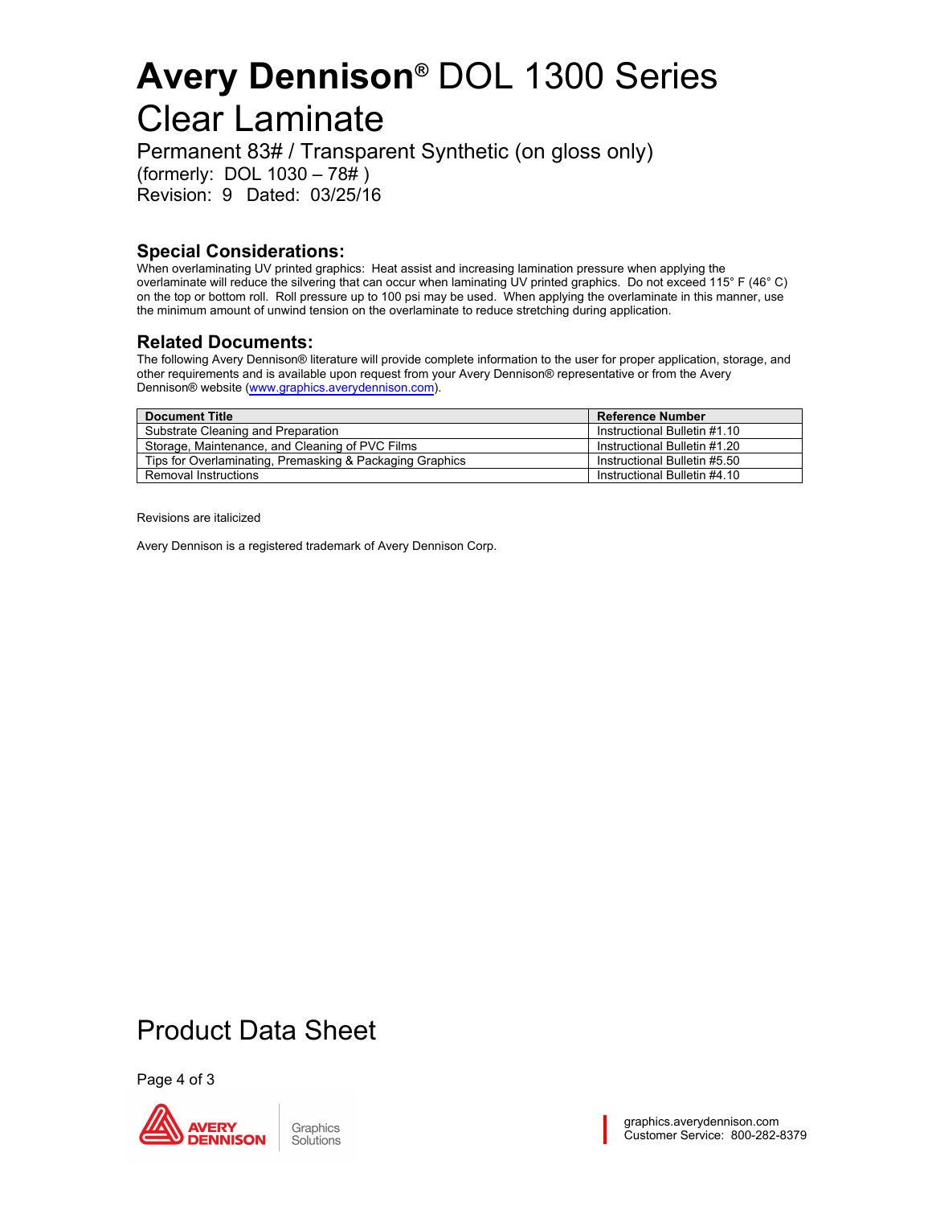# Avery Dennison® DOL 1300 Series Clear Laminate

Permanent 83# / Transparent Synthetic (on gloss only)
(formerly: DOL 1030 – 78# )
Revision: 9 Dated: 03/25/16

## Special Considerations:

When overlaminating UV printed graphics: Heat assist and increasing lamination pressure when applying the overlaminate will reduce the silvering that can occur when laminating UV printed graphics. Do not exceed 115° F (46° C) on the top or bottom roll. Roll pressure up to 100 psi may be used. When applying the overlaminate in this manner, use the minimum amount of unwind tension on the overlaminate to reduce stretching during application.

## Related Documents:

The following Avery Dennison® literature will provide complete information to the user for proper application, storage, and other requirements and is available upon request from your Avery Dennison® representative or from the Avery Dennison® website (www.graphics.averydennison.com).

| Document Title | Reference Number |
|---|---|
| Substrate Cleaning and Preparation | Instructional Bulletin #1.10 |
| Storage, Maintenance, and Cleaning of PVC Films | Instructional Bulletin #1.20 |
| Tips for Overlaminating, Premasking & Packaging Graphics | Instructional Bulletin #5.50 |
| Removal Instructions | Instructional Bulletin #4.10 |

Revisions are italicized

Avery Dennison is a registered trademark of Avery Dennison Corp.

Product Data Sheet

graphics.averydennison.com
Customer Service: 800-282-8379